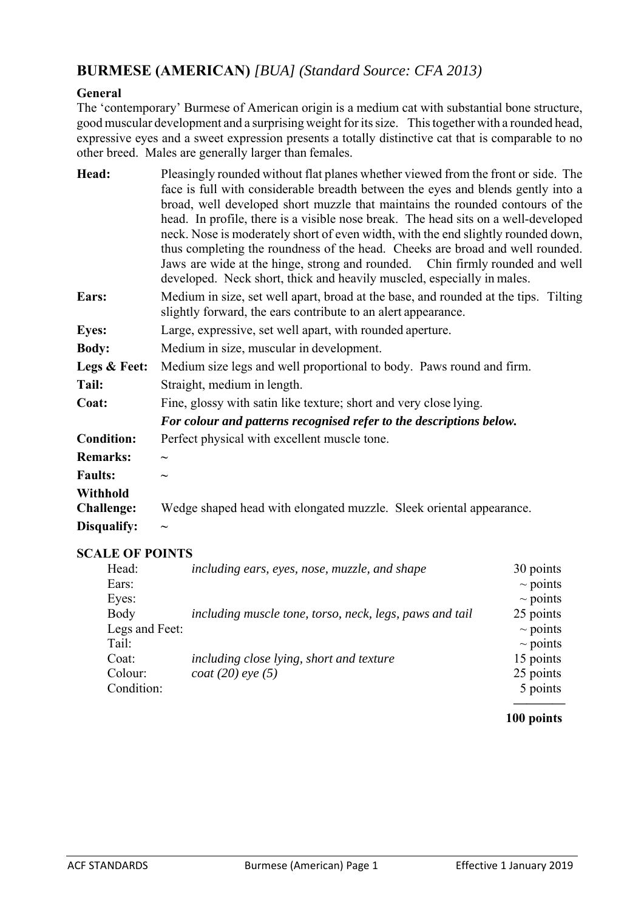# BURMESE (AMERICAN) *[BUA] (Standard Source: CFA 2013)*

**General**

The 'contemporary' Burmese of American origin is a medium cat with substantial bone structure, good muscular development and a surprising weight for its size. This together with a rounded head, expressive eyes and a sweet expression presents a totally distinctive cat that is comparable to no other breed. Males are generally larger than females.

**Head:** Pleasingly rounded without flat planes whether viewed from the front or side. The face is full with considerable breadth between the eyes and blends gently into a broad, well developed short muzzle that maintains the rounded contours of the head. In profile, there is a visible nose break. The head sits on a well-developed neck. Nose is moderately short of even width, with the end slightly rounded down, thus completing the roundness of the head. Cheeks are broad and well rounded. Jaws are wide at the hinge, strong and rounded. Chin firmly rounded and well developed. Neck short, thick and heavily muscled, especially in males.

**Ears:** Medium in size, set well apart, broad at the base, and rounded at the tips. Tilting slightly forward, the ears contribute to an alert appearance.

**Eyes:** Large, expressive, set well apart, with rounded aperture.

**Body:** Medium in size, muscular in development.

**Legs & Feet:** Medium size legs and well proportional to body. Paws round and firm.

**Tail:** Straight, medium in length.

**Coat:** Fine, glossy with satin like texture; short and very close lying.

***For colour and patterns recognised refer to the descriptions below.***

**Condition:** Perfect physical with excellent muscle tone.

**Remarks:** ~

**Faults:** ~

**Withhold Challenge:** Wedge shaped head with elongated muzzle. Sleek oriental appearance.

**Disqualify:** ~

**SCALE OF POINTS**

| | | |
|---|---|---|
| Head: | *including ears, eyes, nose, muzzle, and shape* | 30 points |
| Ears: | | ~ points |
| Eyes: | | ~ points |
| Body | *including muscle tone, torso, neck, legs, paws and tail* | 25 points |
| Legs and Feet: | | ~ points |
| Tail: | | ~ points |
| Coat: | *including close lying, short and texture* | 15 points |
| Colour: | *coat (20) eye (5)* | 25 points |
| Condition: | | 5 points |
| | | **100 points** |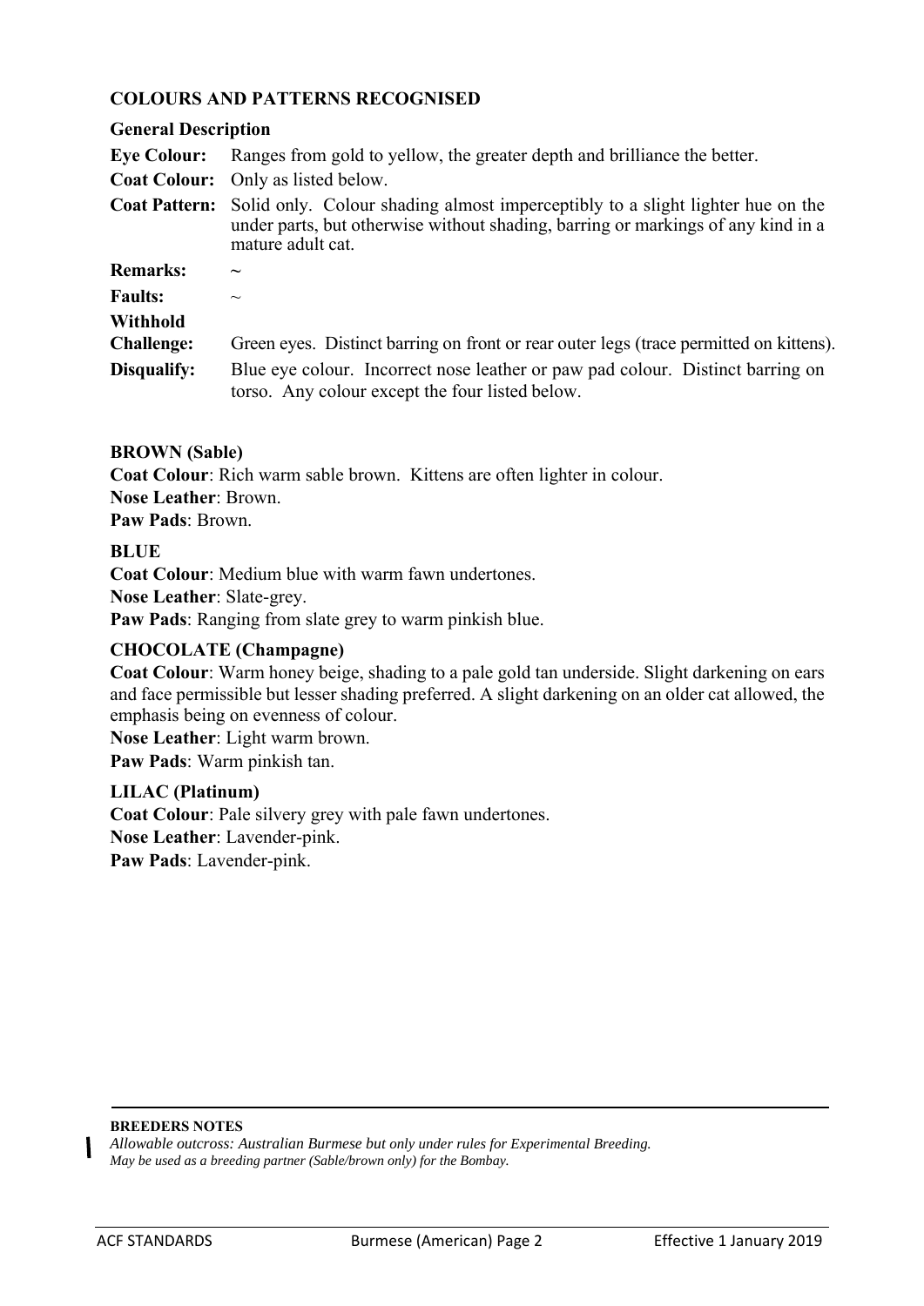## COLOURS AND PATTERNS RECOGNISED

### General Description

**Eye Colour:** Ranges from gold to yellow, the greater depth and brilliance the better.

**Coat Colour:** Only as listed below.

**Coat Pattern:** Solid only. Colour shading almost imperceptibly to a slight lighter hue on the under parts, but otherwise without shading, barring or markings of any kind in a mature adult cat.

**Remarks:** ~

**Faults:** ~

**Withhold Challenge:** Green eyes. Distinct barring on front or rear outer legs (trace permitted on kittens).

**Disqualify:** Blue eye colour. Incorrect nose leather or paw pad colour. Distinct barring on torso. Any colour except the four listed below.

### BROWN (Sable)

**Coat Colour**: Rich warm sable brown. Kittens are often lighter in colour.
**Nose Leather**: Brown.
**Paw Pads**: Brown.

### BLUE

**Coat Colour**: Medium blue with warm fawn undertones.
**Nose Leather**: Slate-grey.
**Paw Pads**: Ranging from slate grey to warm pinkish blue.

### CHOCOLATE (Champagne)

**Coat Colour**: Warm honey beige, shading to a pale gold tan underside. Slight darkening on ears and face permissible but lesser shading preferred. A slight darkening on an older cat allowed, the emphasis being on evenness of colour.
**Nose Leather**: Light warm brown.
**Paw Pads**: Warm pinkish tan.

### LILAC (Platinum)

**Coat Colour**: Pale silvery grey with pale fawn undertones.
**Nose Leather**: Lavender-pink.
**Paw Pads**: Lavender-pink.

---

**BREEDERS NOTES**

*Allowable outcross: Australian Burmese but only under rules for Experimental Breeding.*
*May be used as a breeding partner (Sable/brown only) for the Bombay.*